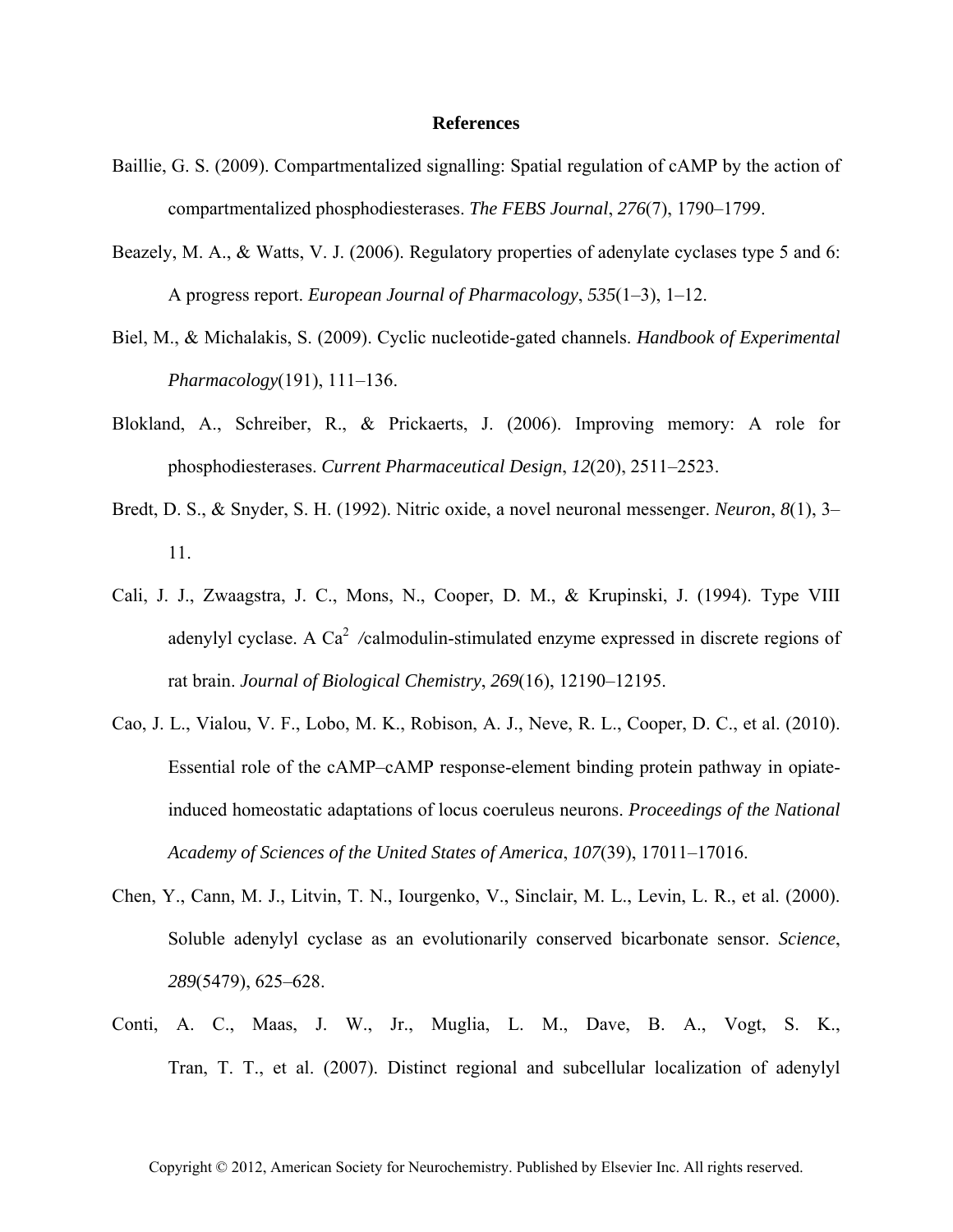# References

Baillie, G. S. (2009). Compartmentalized signalling: Spatial regulation of cAMP by the action of compartmentalized phosphodiesterases. *The FEBS Journal*, *276*(7), 1790–1799.

Beazely, M. A., & Watts, V. J. (2006). Regulatory properties of adenylate cyclases type 5 and 6: A progress report. *European Journal of Pharmacology*, *535*(1–3), 1–12.

Biel, M., & Michalakis, S. (2009). Cyclic nucleotide-gated channels. *Handbook of Experimental Pharmacology*(191), 111–136.

Blokland, A., Schreiber, R., & Prickaerts, J. (2006). Improving memory: A role for phosphodiesterases. *Current Pharmaceutical Design*, *12*(20), 2511–2523.

Bredt, D. S., & Snyder, S. H. (1992). Nitric oxide, a novel neuronal messenger. *Neuron*, *8*(1), 3–11.

Cali, J. J., Zwaagstra, J. C., Mons, N., Cooper, D. M., & Krupinski, J. (1994). Type VIII adenylyl cyclase. A $Ca^{2}$ /calmodulin-stimulated enzyme expressed in discrete regions of rat brain. *Journal of Biological Chemistry*, *269*(16), 12190–12195.

Cao, J. L., Vialou, V. F., Lobo, M. K., Robison, A. J., Neve, R. L., Cooper, D. C., et al. (2010). Essential role of the cAMP–cAMP response-element binding protein pathway in opiate-induced homeostatic adaptations of locus coeruleus neurons. *Proceedings of the National Academy of Sciences of the United States of America*, *107*(39), 17011–17016.

Chen, Y., Cann, M. J., Litvin, T. N., Iourgenko, V., Sinclair, M. L., Levin, L. R., et al. (2000). Soluble adenylyl cyclase as an evolutionarily conserved bicarbonate sensor. *Science*, *289*(5479), 625–628.

Conti, A. C., Maas, J. W., Jr., Muglia, L. M., Dave, B. A., Vogt, S. K., Tran, T. T., et al. (2007). Distinct regional and subcellular localization of adenylyl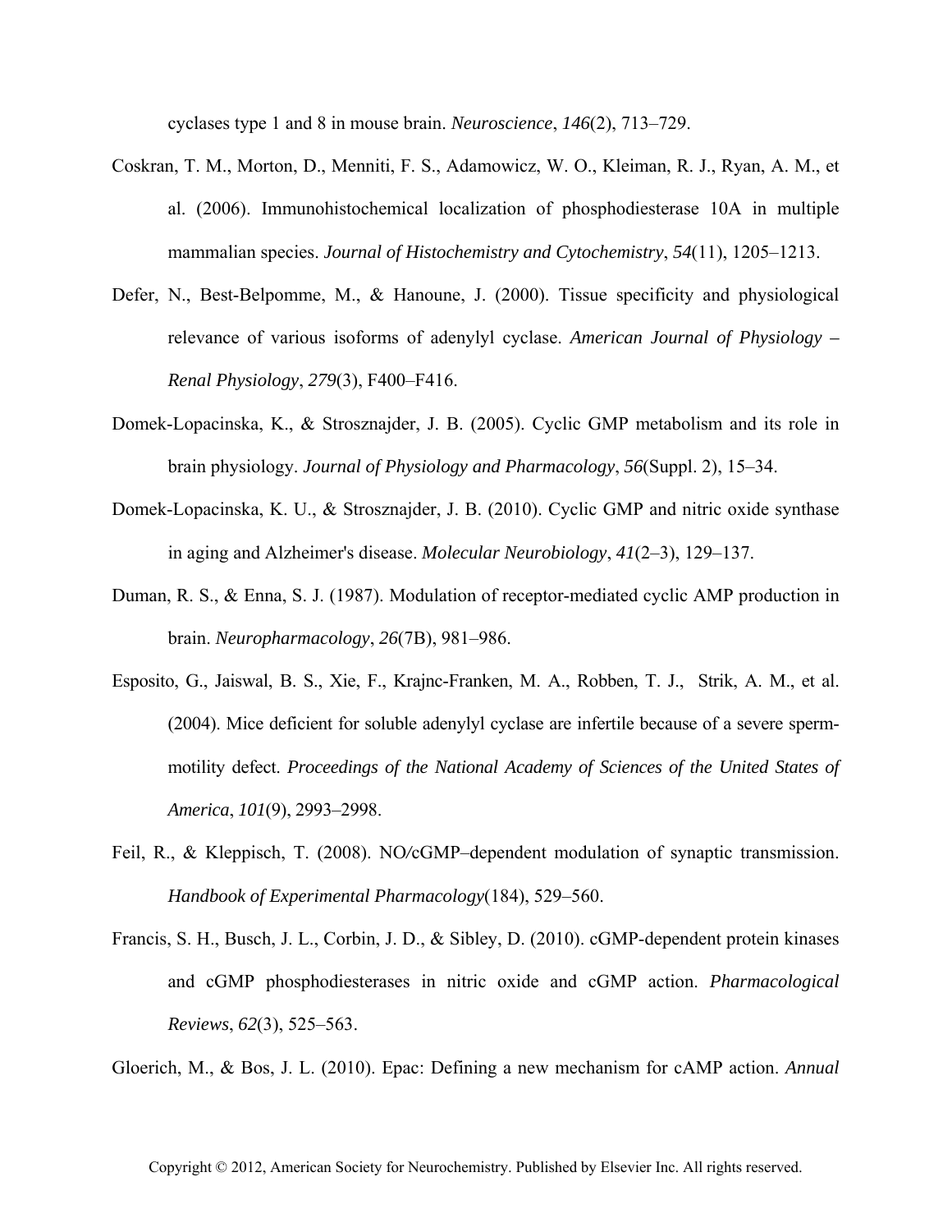cyclases type 1 and 8 in mouse brain. *Neuroscience*, *146*(2), 713–729.

Coskran, T. M., Morton, D., Menniti, F. S., Adamowicz, W. O., Kleiman, R. J., Ryan, A. M., et al. (2006). Immunohistochemical localization of phosphodiesterase 10A in multiple mammalian species. *Journal of Histochemistry and Cytochemistry*, *54*(11), 1205–1213.

Defer, N., Best-Belpomme, M., & Hanoune, J. (2000). Tissue specificity and physiological relevance of various isoforms of adenylyl cyclase. *American Journal of Physiology – Renal Physiology*, *279*(3), F400–F416.

Domek-Lopacinska, K., & Strosznajder, J. B. (2005). Cyclic GMP metabolism and its role in brain physiology. *Journal of Physiology and Pharmacology*, *56*(Suppl. 2), 15–34.

Domek-Lopacinska, K. U., & Strosznajder, J. B. (2010). Cyclic GMP and nitric oxide synthase in aging and Alzheimer's disease. *Molecular Neurobiology*, *41*(2–3), 129–137.

Duman, R. S., & Enna, S. J. (1987). Modulation of receptor-mediated cyclic AMP production in brain. *Neuropharmacology*, *26*(7B), 981–986.

Esposito, G., Jaiswal, B. S., Xie, F., Krajnc-Franken, M. A., Robben, T. J., Strik, A. M., et al. (2004). Mice deficient for soluble adenylyl cyclase are infertile because of a severe sperm-motility defect. *Proceedings of the National Academy of Sciences of the United States of America*, *101*(9), 2993–2998.

Feil, R., & Kleppisch, T. (2008). NO/cGMP–dependent modulation of synaptic transmission. *Handbook of Experimental Pharmacology*(184), 529–560.

Francis, S. H., Busch, J. L., Corbin, J. D., & Sibley, D. (2010). cGMP-dependent protein kinases and cGMP phosphodiesterases in nitric oxide and cGMP action. *Pharmacological Reviews*, *62*(3), 525–563.

Gloerich, M., & Bos, J. L. (2010). Epac: Defining a new mechanism for cAMP action. *Annual*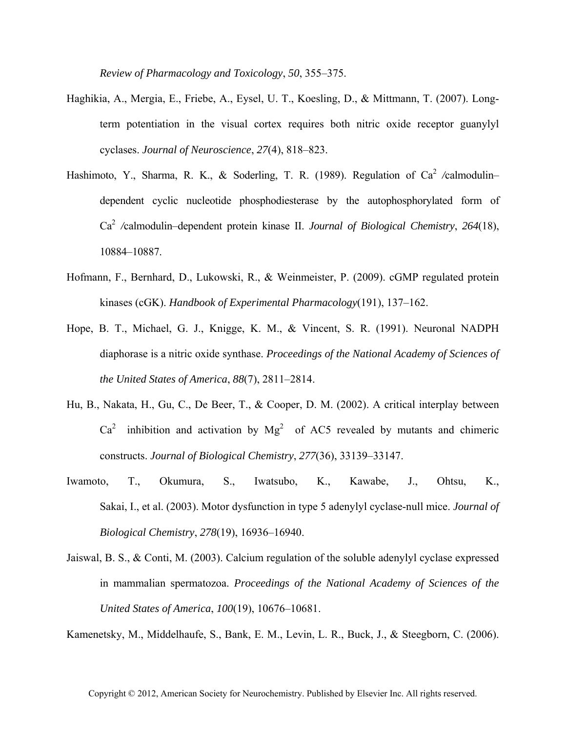*Review of Pharmacology and Toxicology*, *50*, 355–375.

Haghikia, A., Mergia, E., Friebe, A., Eysel, U. T., Koesling, D., & Mittmann, T. (2007). Long-term potentiation in the visual cortex requires both nitric oxide receptor guanylyl cyclases. *Journal of Neuroscience*, *27*(4), 818–823.

Hashimoto, Y., Sharma, R. K., & Soderling, T. R. (1989). Regulation of $Ca^{2}$ /calmodulin–dependent cyclic nucleotide phosphodiesterase by the autophosphorylated form of $Ca^{2}$ /calmodulin–dependent protein kinase II. *Journal of Biological Chemistry*, *264*(18), 10884–10887.

Hofmann, F., Bernhard, D., Lukowski, R., & Weinmeister, P. (2009). cGMP regulated protein kinases (cGK). *Handbook of Experimental Pharmacology*(191), 137–162.

Hope, B. T., Michael, G. J., Knigge, K. M., & Vincent, S. R. (1991). Neuronal NADPH diaphorase is a nitric oxide synthase. *Proceedings of the National Academy of Sciences of the United States of America*, *88*(7), 2811–2814.

Hu, B., Nakata, H., Gu, C., De Beer, T., & Cooper, D. M. (2002). A critical interplay between $Ca^{2}$ inhibition and activation by $Mg^{2}$ of AC5 revealed by mutants and chimeric constructs. *Journal of Biological Chemistry*, *277*(36), 33139–33147.

Iwamoto, T., Okumura, S., Iwatsubo, K., Kawabe, J., Ohtsu, K., Sakai, I., et al. (2003). Motor dysfunction in type 5 adenylyl cyclase-null mice. *Journal of Biological Chemistry*, *278*(19), 16936–16940.

Jaiswal, B. S., & Conti, M. (2003). Calcium regulation of the soluble adenylyl cyclase expressed in mammalian spermatozoa. *Proceedings of the National Academy of Sciences of the United States of America*, *100*(19), 10676–10681.

Kamenetsky, M., Middelhaufe, S., Bank, E. M., Levin, L. R., Buck, J., & Steegborn, C. (2006).

Copyright © 2012, American Society for Neurochemistry. Published by Elsevier Inc. All rights reserved.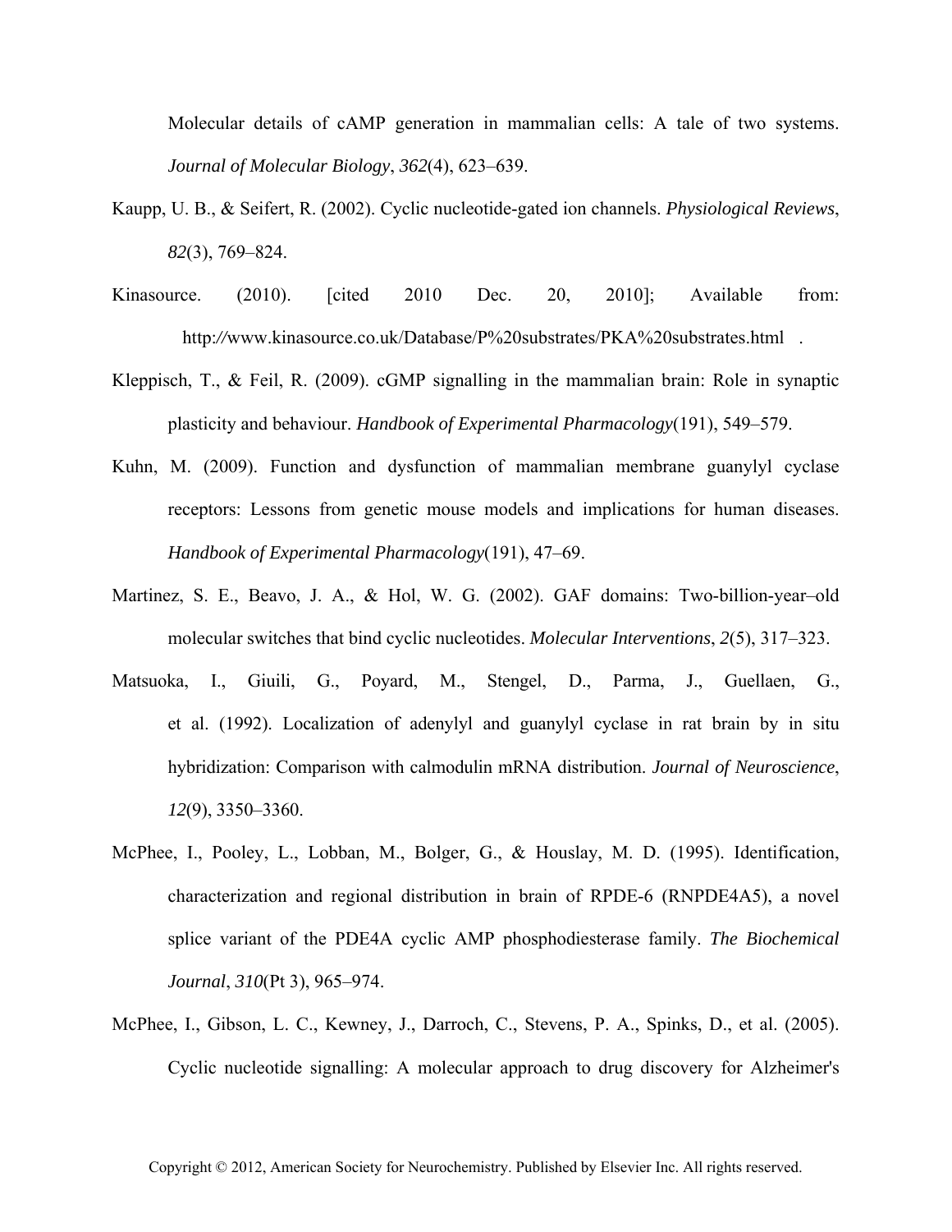Molecular details of cAMP generation in mammalian cells: A tale of two systems. *Journal of Molecular Biology*, *362*(4), 623–639.

Kaupp, U. B., & Seifert, R. (2002). Cyclic nucleotide-gated ion channels. *Physiological Reviews*, *82*(3), 769–824.

Kinasource. (2010). [cited 2010 Dec. 20, 2010]; Available from: http://www.kinasource.co.uk/Database/P%20substrates/PKA%20substrates.html .

Kleppisch, T., & Feil, R. (2009). cGMP signalling in the mammalian brain: Role in synaptic plasticity and behaviour. *Handbook of Experimental Pharmacology*(191), 549–579.

Kuhn, M. (2009). Function and dysfunction of mammalian membrane guanylyl cyclase receptors: Lessons from genetic mouse models and implications for human diseases. *Handbook of Experimental Pharmacology*(191), 47–69.

Martinez, S. E., Beavo, J. A., & Hol, W. G. (2002). GAF domains: Two-billion-year–old molecular switches that bind cyclic nucleotides. *Molecular Interventions*, *2*(5), 317–323.

Matsuoka, I., Giuili, G., Poyard, M., Stengel, D., Parma, J., Guellaen, G., et al. (1992). Localization of adenylyl and guanylyl cyclase in rat brain by in situ hybridization: Comparison with calmodulin mRNA distribution. *Journal of Neuroscience*, *12*(9), 3350–3360.

McPhee, I., Pooley, L., Lobban, M., Bolger, G., & Houslay, M. D. (1995). Identification, characterization and regional distribution in brain of RPDE-6 (RNPDE4A5), a novel splice variant of the PDE4A cyclic AMP phosphodiesterase family. *The Biochemical Journal*, *310*(Pt 3), 965–974.

McPhee, I., Gibson, L. C., Kewney, J., Darroch, C., Stevens, P. A., Spinks, D., et al. (2005). Cyclic nucleotide signalling: A molecular approach to drug discovery for Alzheimer's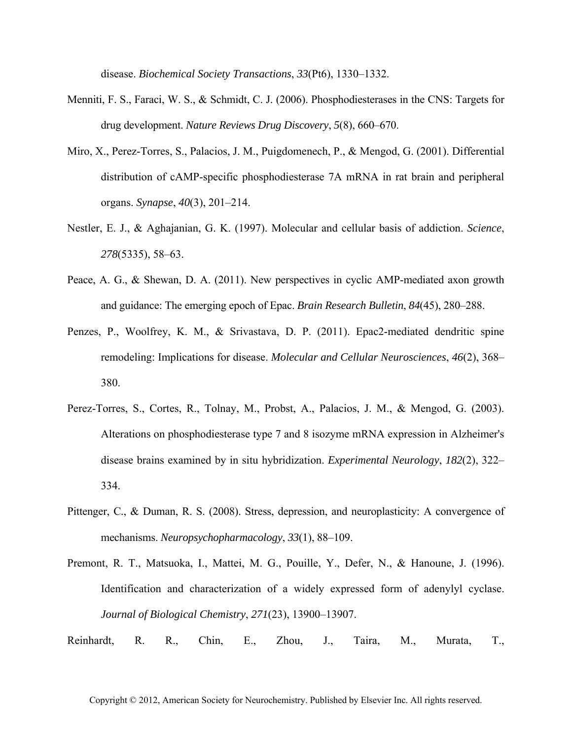disease. *Biochemical Society Transactions*, *33*(Pt6), 1330–1332.

Menniti, F. S., Faraci, W. S., & Schmidt, C. J. (2006). Phosphodiesterases in the CNS: Targets for drug development. *Nature Reviews Drug Discovery*, *5*(8), 660–670.

Miro, X., Perez-Torres, S., Palacios, J. M., Puigdomenech, P., & Mengod, G. (2001). Differential distribution of cAMP-specific phosphodiesterase 7A mRNA in rat brain and peripheral organs. *Synapse*, *40*(3), 201–214.

Nestler, E. J., & Aghajanian, G. K. (1997). Molecular and cellular basis of addiction. *Science*, *278*(5335), 58–63.

Peace, A. G., & Shewan, D. A. (2011). New perspectives in cyclic AMP-mediated axon growth and guidance: The emerging epoch of Epac. *Brain Research Bulletin*, *84*(45), 280–288.

Penzes, P., Woolfrey, K. M., & Srivastava, D. P. (2011). Epac2-mediated dendritic spine remodeling: Implications for disease. *Molecular and Cellular Neurosciences*, *46*(2), 368–380.

Perez-Torres, S., Cortes, R., Tolnay, M., Probst, A., Palacios, J. M., & Mengod, G. (2003). Alterations on phosphodiesterase type 7 and 8 isozyme mRNA expression in Alzheimer's disease brains examined by in situ hybridization. *Experimental Neurology*, *182*(2), 322–334.

Pittenger, C., & Duman, R. S. (2008). Stress, depression, and neuroplasticity: A convergence of mechanisms. *Neuropsychopharmacology*, *33*(1), 88–109.

Premont, R. T., Matsuoka, I., Mattei, M. G., Pouille, Y., Defer, N., & Hanoune, J. (1996). Identification and characterization of a widely expressed form of adenylyl cyclase. *Journal of Biological Chemistry*, *271*(23), 13900–13907.

Reinhardt, R. R., Chin, E., Zhou, J., Taira, M., Murata, T.,

Copyright © 2012, American Society for Neurochemistry. Published by Elsevier Inc. All rights reserved.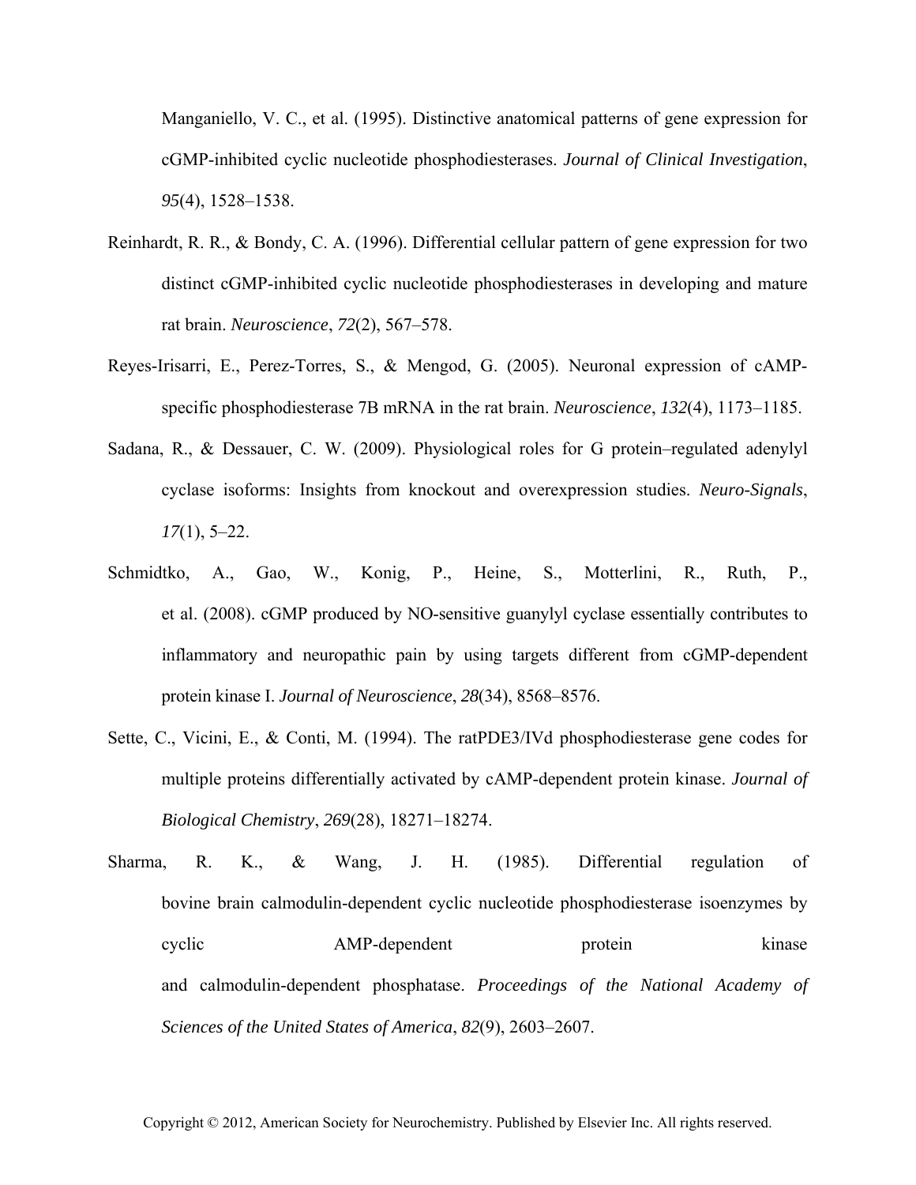Manganiello, V. C., et al. (1995). Distinctive anatomical patterns of gene expression for cGMP-inhibited cyclic nucleotide phosphodiesterases. *Journal of Clinical Investigation*, *95*(4), 1528–1538.

Reinhardt, R. R., & Bondy, C. A. (1996). Differential cellular pattern of gene expression for two distinct cGMP-inhibited cyclic nucleotide phosphodiesterases in developing and mature rat brain. *Neuroscience*, *72*(2), 567–578.

Reyes-Irisarri, E., Perez-Torres, S., & Mengod, G. (2005). Neuronal expression of cAMP-specific phosphodiesterase 7B mRNA in the rat brain. *Neuroscience*, *132*(4), 1173–1185.

Sadana, R., & Dessauer, C. W. (2009). Physiological roles for G protein–regulated adenylyl cyclase isoforms: Insights from knockout and overexpression studies. *Neuro-Signals*, *17*(1), 5–22.

Schmidtko, A., Gao, W., Konig, P., Heine, S., Motterlini, R., Ruth, P., et al. (2008). cGMP produced by NO-sensitive guanylyl cyclase essentially contributes to inflammatory and neuropathic pain by using targets different from cGMP-dependent protein kinase I. *Journal of Neuroscience*, *28*(34), 8568–8576.

Sette, C., Vicini, E., & Conti, M. (1994). The ratPDE3/IVd phosphodiesterase gene codes for multiple proteins differentially activated by cAMP-dependent protein kinase. *Journal of Biological Chemistry*, *269*(28), 18271–18274.

Sharma, R. K., & Wang, J. H. (1985). Differential regulation of bovine brain calmodulin-dependent cyclic nucleotide phosphodiesterase isoenzymes by cyclic AMP-dependent protein kinase and calmodulin-dependent phosphatase. *Proceedings of the National Academy of Sciences of the United States of America*, *82*(9), 2603–2607.

Copyright © 2012, American Society for Neurochemistry. Published by Elsevier Inc. All rights reserved.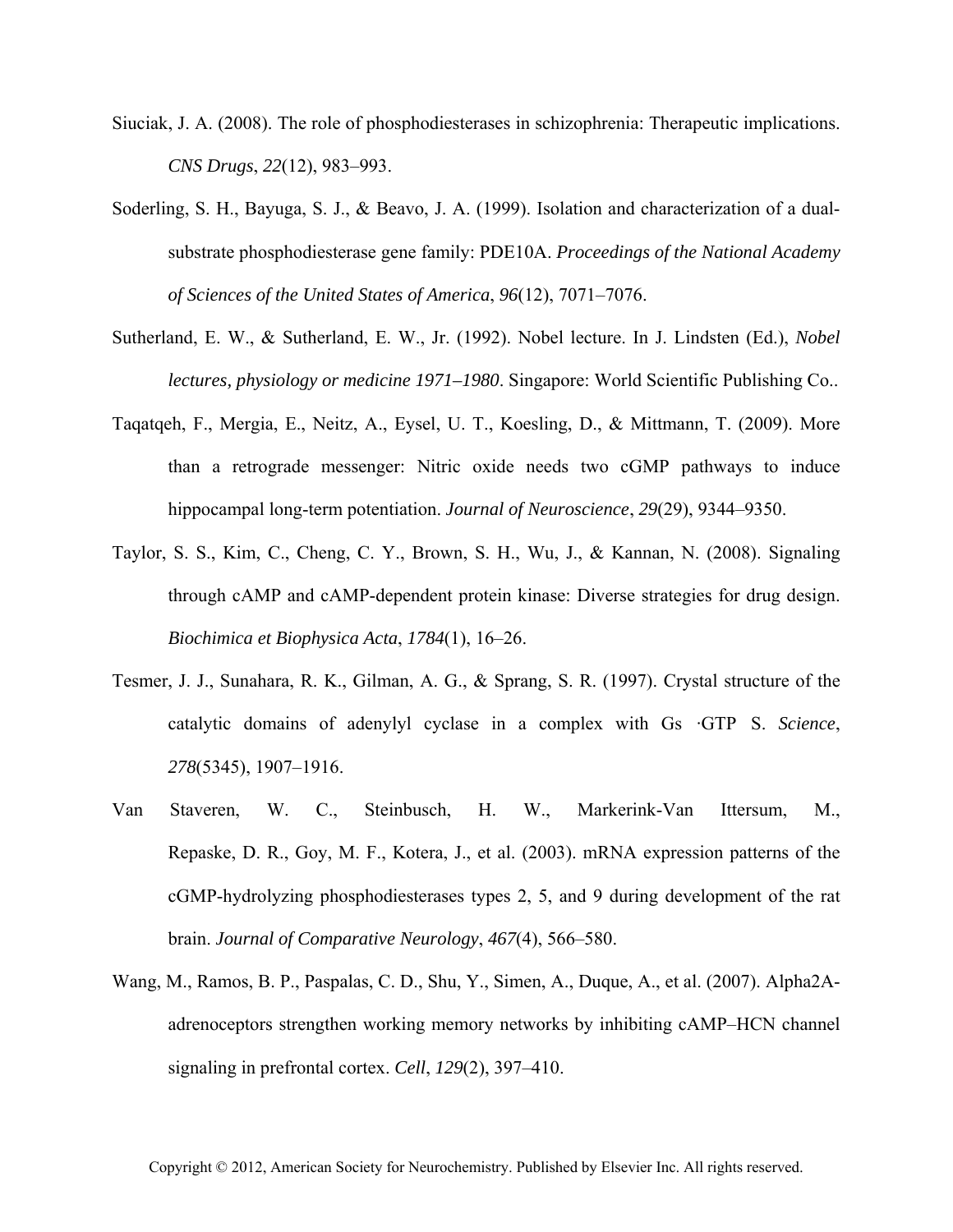Siuciak, J. A. (2008). The role of phosphodiesterases in schizophrenia: Therapeutic implications. *CNS Drugs*, *22*(12), 983–993.

Soderling, S. H., Bayuga, S. J., & Beavo, J. A. (1999). Isolation and characterization of a dual-substrate phosphodiesterase gene family: PDE10A. *Proceedings of the National Academy of Sciences of the United States of America*, *96*(12), 7071–7076.

Sutherland, E. W., & Sutherland, E. W., Jr. (1992). Nobel lecture. In J. Lindsten (Ed.), *Nobel lectures, physiology or medicine 1971–1980*. Singapore: World Scientific Publishing Co..

Taqatqeh, F., Mergia, E., Neitz, A., Eysel, U. T., Koesling, D., & Mittmann, T. (2009). More than a retrograde messenger: Nitric oxide needs two cGMP pathways to induce hippocampal long-term potentiation. *Journal of Neuroscience*, *29*(29), 9344–9350.

Taylor, S. S., Kim, C., Cheng, C. Y., Brown, S. H., Wu, J., & Kannan, N. (2008). Signaling through cAMP and cAMP-dependent protein kinase: Diverse strategies for drug design. *Biochimica et Biophysica Acta*, *1784*(1), 16–26.

Tesmer, J. J., Sunahara, R. K., Gilman, A. G., & Sprang, S. R. (1997). Crystal structure of the catalytic domains of adenylyl cyclase in a complex with Gs ·GTP S. *Science*, *278*(5345), 1907–1916.

Van Staveren, W. C., Steinbusch, H. W., Markerink-Van Ittersum, M., Repaske, D. R., Goy, M. F., Kotera, J., et al. (2003). mRNA expression patterns of the cGMP-hydrolyzing phosphodiesterases types 2, 5, and 9 during development of the rat brain. *Journal of Comparative Neurology*, *467*(4), 566–580.

Wang, M., Ramos, B. P., Paspalas, C. D., Shu, Y., Simen, A., Duque, A., et al. (2007). Alpha2A-adrenoceptors strengthen working memory networks by inhibiting cAMP–HCN channel signaling in prefrontal cortex. *Cell*, *129*(2), 397–410.

Copyright © 2012, American Society for Neurochemistry. Published by Elsevier Inc. All rights reserved.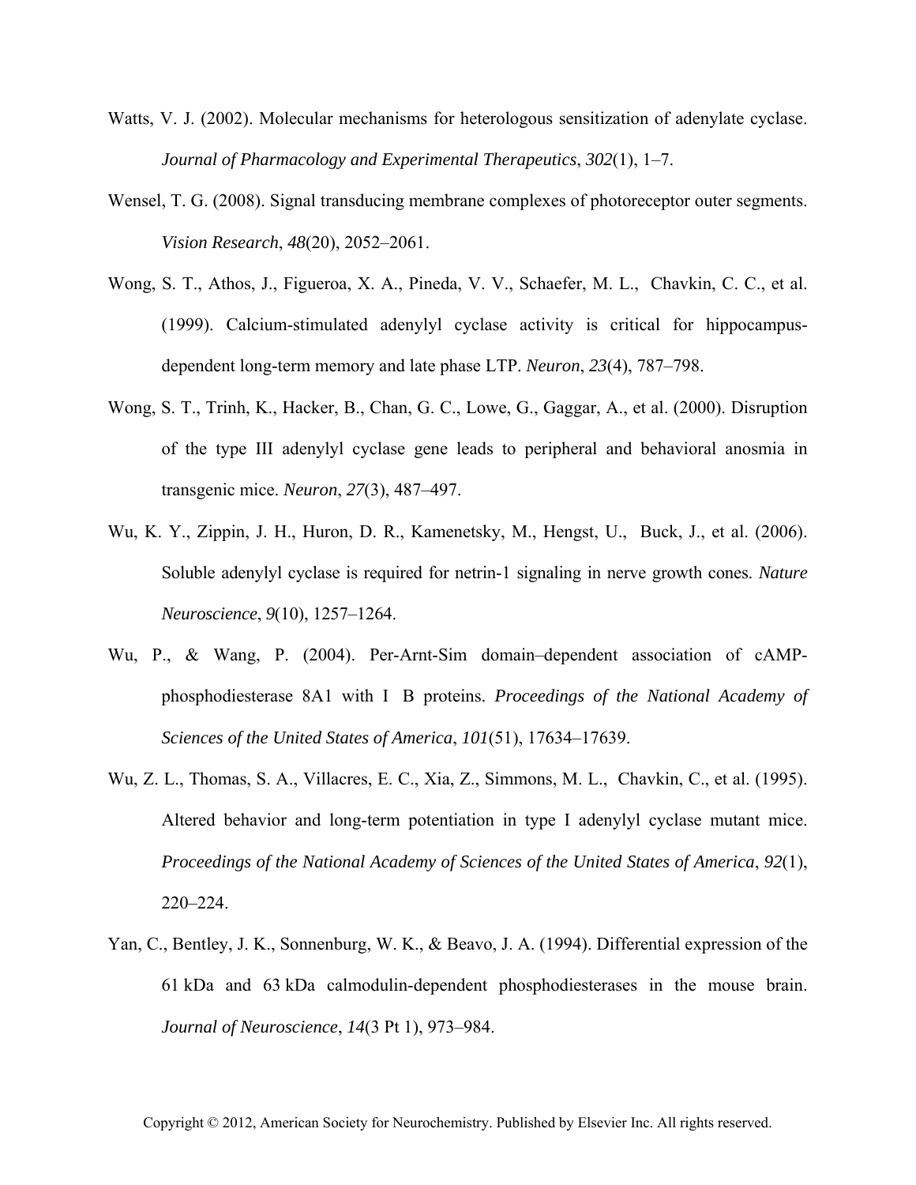Watts, V. J. (2002). Molecular mechanisms for heterologous sensitization of adenylate cyclase. *Journal of Pharmacology and Experimental Therapeutics*, *302*(1), 1–7.

Wensel, T. G. (2008). Signal transducing membrane complexes of photoreceptor outer segments. *Vision Research*, *48*(20), 2052–2061.

Wong, S. T., Athos, J., Figueroa, X. A., Pineda, V. V., Schaefer, M. L., Chavkin, C. C., et al. (1999). Calcium-stimulated adenylyl cyclase activity is critical for hippocampus-dependent long-term memory and late phase LTP. *Neuron*, *23*(4), 787–798.

Wong, S. T., Trinh, K., Hacker, B., Chan, G. C., Lowe, G., Gaggar, A., et al. (2000). Disruption of the type III adenylyl cyclase gene leads to peripheral and behavioral anosmia in transgenic mice. *Neuron*, *27*(3), 487–497.

Wu, K. Y., Zippin, J. H., Huron, D. R., Kamenetsky, M., Hengst, U., Buck, J., et al. (2006). Soluble adenylyl cyclase is required for netrin-1 signaling in nerve growth cones. *Nature Neuroscience*, *9*(10), 1257–1264.

Wu, P., & Wang, P. (2004). Per-Arnt-Sim domain–dependent association of cAMP-phosphodiesterase 8A1 with I B proteins. *Proceedings of the National Academy of Sciences of the United States of America*, *101*(51), 17634–17639.

Wu, Z. L., Thomas, S. A., Villacres, E. C., Xia, Z., Simmons, M. L., Chavkin, C., et al. (1995). Altered behavior and long-term potentiation in type I adenylyl cyclase mutant mice. *Proceedings of the National Academy of Sciences of the United States of America*, *92*(1), 220–224.

Yan, C., Bentley, J. K., Sonnenburg, W. K., & Beavo, J. A. (1994). Differential expression of the 61 kDa and 63 kDa calmodulin-dependent phosphodiesterases in the mouse brain. *Journal of Neuroscience*, *14*(3 Pt 1), 973–984.

Copyright © 2012, American Society for Neurochemistry. Published by Elsevier Inc. All rights reserved.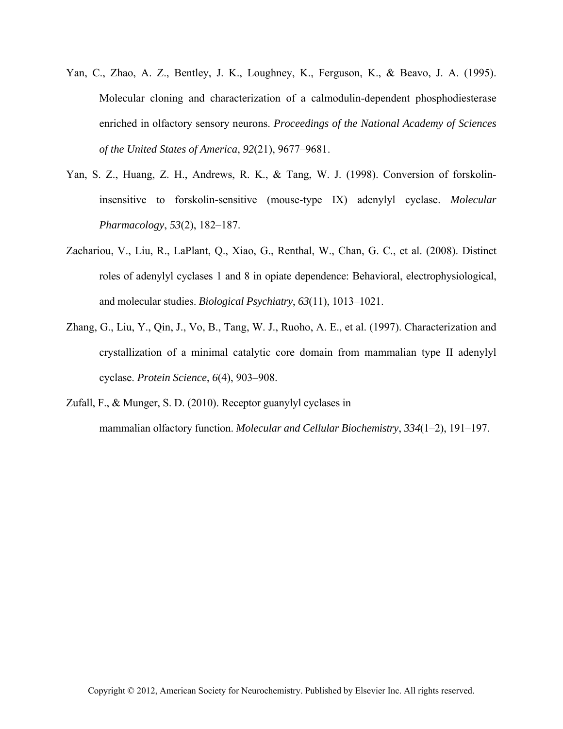Yan, C., Zhao, A. Z., Bentley, J. K., Loughney, K., Ferguson, K., & Beavo, J. A. (1995). Molecular cloning and characterization of a calmodulin-dependent phosphodiesterase enriched in olfactory sensory neurons. *Proceedings of the National Academy of Sciences of the United States of America*, *92*(21), 9677–9681.

Yan, S. Z., Huang, Z. H., Andrews, R. K., & Tang, W. J. (1998). Conversion of forskolin-insensitive to forskolin-sensitive (mouse-type IX) adenylyl cyclase. *Molecular Pharmacology*, *53*(2), 182–187.

Zachariou, V., Liu, R., LaPlant, Q., Xiao, G., Renthal, W., Chan, G. C., et al. (2008). Distinct roles of adenylyl cyclases 1 and 8 in opiate dependence: Behavioral, electrophysiological, and molecular studies. *Biological Psychiatry*, *63*(11), 1013–1021.

Zhang, G., Liu, Y., Qin, J., Vo, B., Tang, W. J., Ruoho, A. E., et al. (1997). Characterization and crystallization of a minimal catalytic core domain from mammalian type II adenylyl cyclase. *Protein Science*, *6*(4), 903–908.

Zufall, F., & Munger, S. D. (2010). Receptor guanylyl cyclases in mammalian olfactory function. *Molecular and Cellular Biochemistry*, *334*(1–2), 191–197.

Copyright © 2012, American Society for Neurochemistry. Published by Elsevier Inc. All rights reserved.